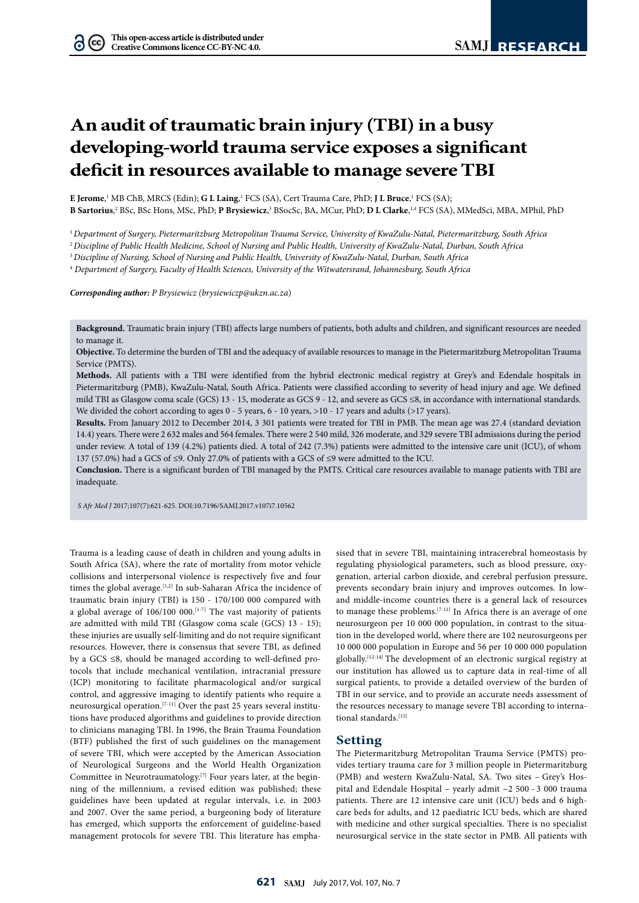This open-access article is distributed under Creative Commons licence CC-BY-NC 4.0.

# An audit of traumatic brain injury (TBI) in a busy developing-world trauma service exposes a significant deficit in resources available to manage severe TBI

**E Jerome**,[1] MB ChB, MRCS (Edin); **G L Laing**,[1] FCS (SA), Cert Trauma Care, PhD; **J L Bruce**,[1] FCS (SA); **B Sartorius**,[2] BSc, BSc Hons, MSc, PhD; **P Brysiewicz**,[3] BSocSc, BA, MCur, PhD; **D L Clarke**,[1,4] FCS (SA), MMedSci, MBA, MPhil, PhD

[1] *Department of Surgery, Pietermaritzburg Metropolitan Trauma Service, University of KwaZulu-Natal, Pietermaritzburg, South Africa*
[2] *Discipline of Public Health Medicine, School of Nursing and Public Health, University of KwaZulu-Natal, Durban, South Africa*
[3] *Discipline of Nursing, School of Nursing and Public Health, University of KwaZulu-Natal, Durban, South Africa*
[4] *Department of Surgery, Faculty of Health Sciences, University of the Witwatersrand, Johannesburg, South Africa*

***Corresponding author:*** *P Brysiewicz (brysiewiczp@ukzn.ac.za)*

**Background.** Traumatic brain injury (TBI) affects large numbers of patients, both adults and children, and significant resources are needed to manage it.

**Objective.** To determine the burden of TBI and the adequacy of available resources to manage in the Pietermaritzburg Metropolitan Trauma Service (PMTS).

**Methods.** All patients with a TBI were identified from the hybrid electronic medical registry at Grey's and Edendale hospitals in Pietermaritzburg (PMB), KwaZulu-Natal, South Africa. Patients were classified according to severity of head injury and age. We defined mild TBI as Glasgow coma scale (GCS) 13 - 15, moderate as GCS 9 - 12, and severe as GCS ≤8, in accordance with international standards. We divided the cohort according to ages 0 - 5 years, 6 - 10 years, >10 - 17 years and adults (>17 years).

**Results.** From January 2012 to December 2014, 3 301 patients were treated for TBI in PMB. The mean age was 27.4 (standard deviation 14.4) years. There were 2 632 males and 564 females. There were 2 540 mild, 326 moderate, and 329 severe TBI admissions during the period under review. A total of 139 (4.2%) patients died. A total of 242 (7.3%) patients were admitted to the intensive care unit (ICU), of whom 137 (57.0%) had a GCS of ≤9. Only 27.0% of patients with a GCS of ≤9 were admitted to the ICU.

**Conclusion.** There is a significant burden of TBI managed by the PMTS. Critical care resources available to manage patients with TBI are inadequate.

*S Afr Med J* 2017;107(7):621-625. DOI:10.7196/SAMJ.2017.v107i7.10562

Trauma is a leading cause of death in children and young adults in South Africa (SA), where the rate of mortality from motor vehicle collisions and interpersonal violence is respectively five and four times the global average.[1,2] In sub-Saharan Africa the incidence of traumatic brain injury (TBI) is 150 - 170/100 000 compared with a global average of 106/100 000.[1-7] The vast majority of patients are admitted with mild TBI (Glasgow coma scale (GCS) 13 - 15); these injuries are usually self-limiting and do not require significant resources. However, there is consensus that severe TBI, as defined by a GCS ≤8, should be managed according to well-defined protocols that include mechanical ventilation, intracranial pressure (ICP) monitoring to facilitate pharmacological and/or surgical control, and aggressive imaging to identify patients who require a neurosurgical operation.[7-11] Over the past 25 years several institutions have produced algorithms and guidelines to provide direction to clinicians managing TBI. In 1996, the Brain Trauma Foundation (BTF) published the first of such guidelines on the management of severe TBI, which were accepted by the American Association of Neurological Surgeons and the World Health Organization Committee in Neurotraumatology.[7] Four years later, at the beginning of the millennium, a revised edition was published; these guidelines have been updated at regular intervals, i.e. in 2003 and 2007. Over the same period, a burgeoning body of literature has emerged, which supports the enforcement of guideline-based management protocols for severe TBI. This literature has emphasised that in severe TBI, maintaining intracerebral homeostasis by regulating physiological parameters, such as blood pressure, oxygenation, arterial carbon dioxide, and cerebral perfusion pressure, prevents secondary brain injury and improves outcomes. In low- and middle-income countries there is a general lack of resources to manage these problems.[7-11] In Africa there is an average of one neurosurgeon per 10 000 000 population, in contrast to the situation in the developed world, where there are 102 neurosurgeons per 10 000 000 population in Europe and 56 per 10 000 000 population globally.[12-14] The development of an electronic surgical registry at our institution has allowed us to capture data in real-time of all surgical patients, to provide a detailed overview of the burden of TBI in our service, and to provide an accurate needs assessment of the resources necessary to manage severe TBI according to international standards.[15]

## Setting

The Pietermaritzburg Metropolitan Trauma Service (PMTS) provides tertiary trauma care for 3 million people in Pietermaritzburg (PMB) and western KwaZulu-Natal, SA. Two sites – Grey's Hospital and Edendale Hospital – yearly admit ~2 500 - 3 000 trauma patients. There are 12 intensive care unit (ICU) beds and 6 high-care beds for adults, and 12 paediatric ICU beds, which are shared with medicine and other surgical specialties. There is no specialist neurosurgical service in the state sector in PMB. All patients with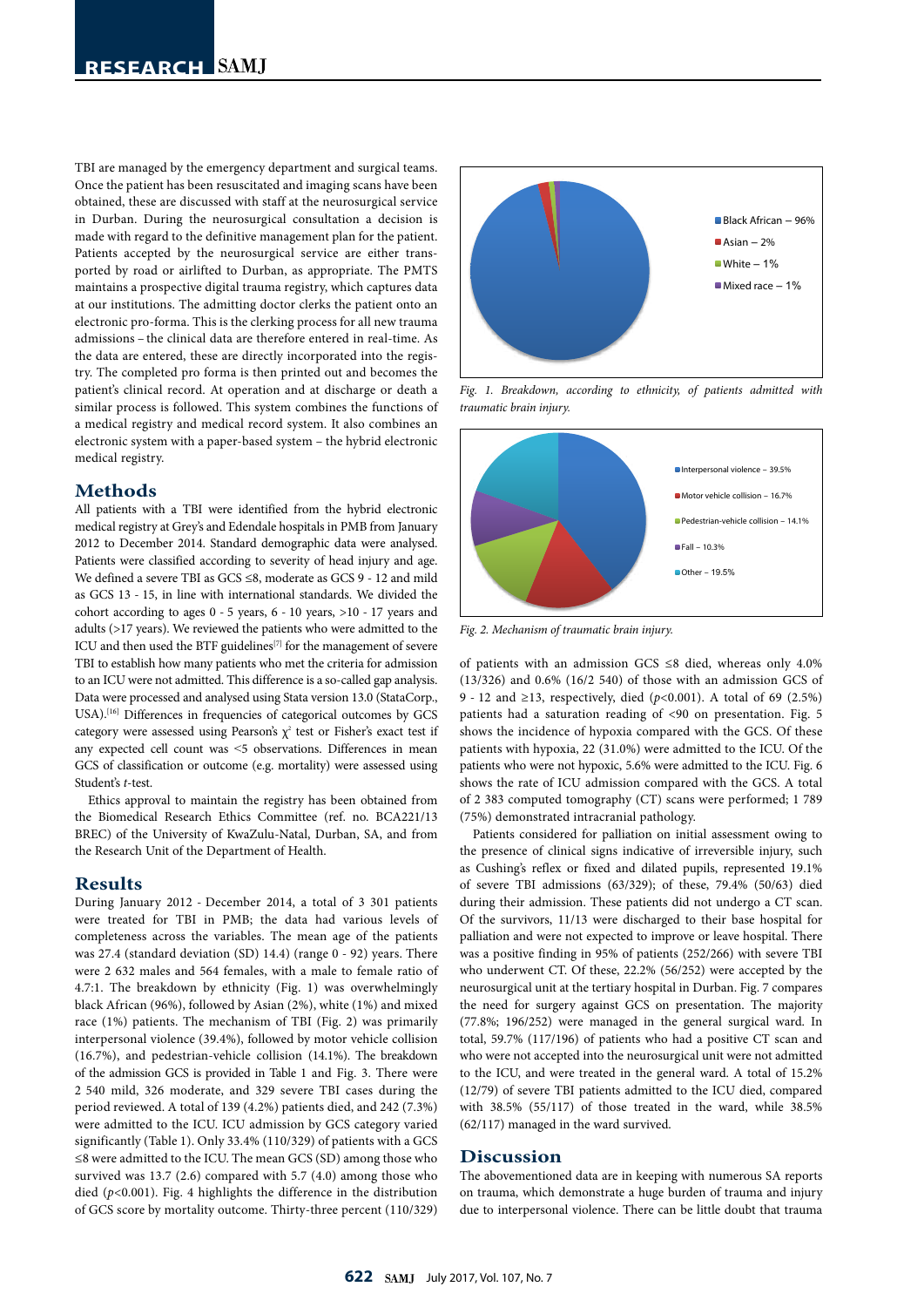TBI are managed by the emergency department and surgical teams. Once the patient has been resuscitated and imaging scans have been obtained, these are discussed with staff at the neurosurgical service in Durban. During the neurosurgical consultation a decision is made with regard to the definitive management plan for the patient. Patients accepted by the neurosurgical service are either transported by road or airlifted to Durban, as appropriate. The PMTS maintains a prospective digital trauma registry, which captures data at our institutions. The admitting doctor clerks the patient onto an electronic pro-forma. This is the clerking process for all new trauma admissions – the clinical data are therefore entered in real-time. As the data are entered, these are directly incorporated into the registry. The completed pro forma is then printed out and becomes the patient's clinical record. At operation and at discharge or death a similar process is followed. This system combines the functions of a medical registry and medical record system. It also combines an electronic system with a paper-based system – the hybrid electronic medical registry.

## Methods

All patients with a TBI were identified from the hybrid electronic medical registry at Grey's and Edendale hospitals in PMB from January 2012 to December 2014. Standard demographic data were analysed. Patients were classified according to severity of head injury and age. We defined a severe TBI as GCS ≤8, moderate as GCS 9 - 12 and mild as GCS 13 - 15, in line with international standards. We divided the cohort according to ages 0 - 5 years, 6 - 10 years, >10 - 17 years and adults (>17 years). We reviewed the patients who were admitted to the ICU and then used the BTF guidelines[7] for the management of severe TBI to establish how many patients who met the criteria for admission to an ICU were not admitted. This difference is a so-called gap analysis. Data were processed and analysed using Stata version 13.0 (StataCorp., USA).[16] Differences in frequencies of categorical outcomes by GCS category were assessed using Pearson's $\chi^2$ test or Fisher's exact test if any expected cell count was <5 observations. Differences in mean GCS of classification or outcome (e.g. mortality) were assessed using Student's *t*-test.

Ethics approval to maintain the registry has been obtained from the Biomedical Research Ethics Committee (ref. no. BCA221/13 BREC) of the University of KwaZulu-Natal, Durban, SA, and from the Research Unit of the Department of Health.

## Results

During January 2012 - December 2014, a total of 3 301 patients were treated for TBI in PMB; the data had various levels of completeness across the variables. The mean age of the patients was 27.4 (standard deviation (SD) 14.4) (range 0 - 92) years. There were 2 632 males and 564 females, with a male to female ratio of 4.7:1. The breakdown by ethnicity (Fig. 1) was overwhelmingly black African (96%), followed by Asian (2%), white (1%) and mixed race (1%) patients. The mechanism of TBI (Fig. 2) was primarily interpersonal violence (39.4%), followed by motor vehicle collision (16.7%), and pedestrian-vehicle collision (14.1%). The breakdown of the admission GCS is provided in Table 1 and Fig. 3. There were 2 540 mild, 326 moderate, and 329 severe TBI cases during the period reviewed. A total of 139 (4.2%) patients died, and 242 (7.3%) were admitted to the ICU. ICU admission by GCS category varied significantly (Table 1). Only 33.4% (110/329) of patients with a GCS ≤8 were admitted to the ICU. The mean GCS (SD) among those who survived was 13.7 (2.6) compared with 5.7 (4.0) among those who died ($p<0.001$). Fig. 4 highlights the difference in the distribution of GCS score by mortality outcome. Thirty-three percent (110/329) of patients with an admission GCS ≤8 died, whereas only 4.0% (13/326) and 0.6% (16/2 540) of those with an admission GCS of 9 - 12 and ≥13, respectively, died ($p<0.001$). A total of 69 (2.5%) patients had a saturation reading of <90 on presentation. Fig. 5 shows the incidence of hypoxia compared with the GCS. Of these patients with hypoxia, 22 (31.0%) were admitted to the ICU. Of the patients who were not hypoxic, 5.6% were admitted to the ICU. Fig. 6 shows the rate of ICU admission compared with the GCS. A total of 2 383 computed tomography (CT) scans were performed; 1 789 (75%) demonstrated intracranial pathology.

Black African – 96%
Asian – 2%
White – 1%
Mixed race – 1%

*Fig. 1. Breakdown, according to ethnicity, of patients admitted with traumatic brain injury.*

Interpersonal violence – 39.5%
Motor vehicle collision – 16.7%
Pedestrian-vehicle collision – 14.1%
Fall – 10.3%
Other – 19.5%

*Fig. 2. Mechanism of traumatic brain injury.*

Patients considered for palliation on initial assessment owing to the presence of clinical signs indicative of irreversible injury, such as Cushing's reflex or fixed and dilated pupils, represented 19.1% of severe TBI admissions (63/329); of these, 79.4% (50/63) died during their admission. These patients did not undergo a CT scan. Of the survivors, 11/13 were discharged to their base hospital for palliation and were not expected to improve or leave hospital. There was a positive finding in 95% of patients (252/266) with severe TBI who underwent CT. Of these, 22.2% (56/252) were accepted by the neurosurgical unit at the tertiary hospital in Durban. Fig. 7 compares the need for surgery against GCS on presentation. The majority (77.8%; 196/252) were managed in the general surgical ward. In total, 59.7% (117/196) of patients who had a positive CT scan and who were not accepted into the neurosurgical unit were not admitted to the ICU, and were treated in the general ward. A total of 15.2% (12/79) of severe TBI patients admitted to the ICU died, compared with 38.5% (55/117) of those treated in the ward, while 38.5% (62/117) managed in the ward survived.

## Discussion

The abovementioned data are in keeping with numerous SA reports on trauma, which demonstrate a huge burden of trauma and injury due to interpersonal violence. There can be little doubt that trauma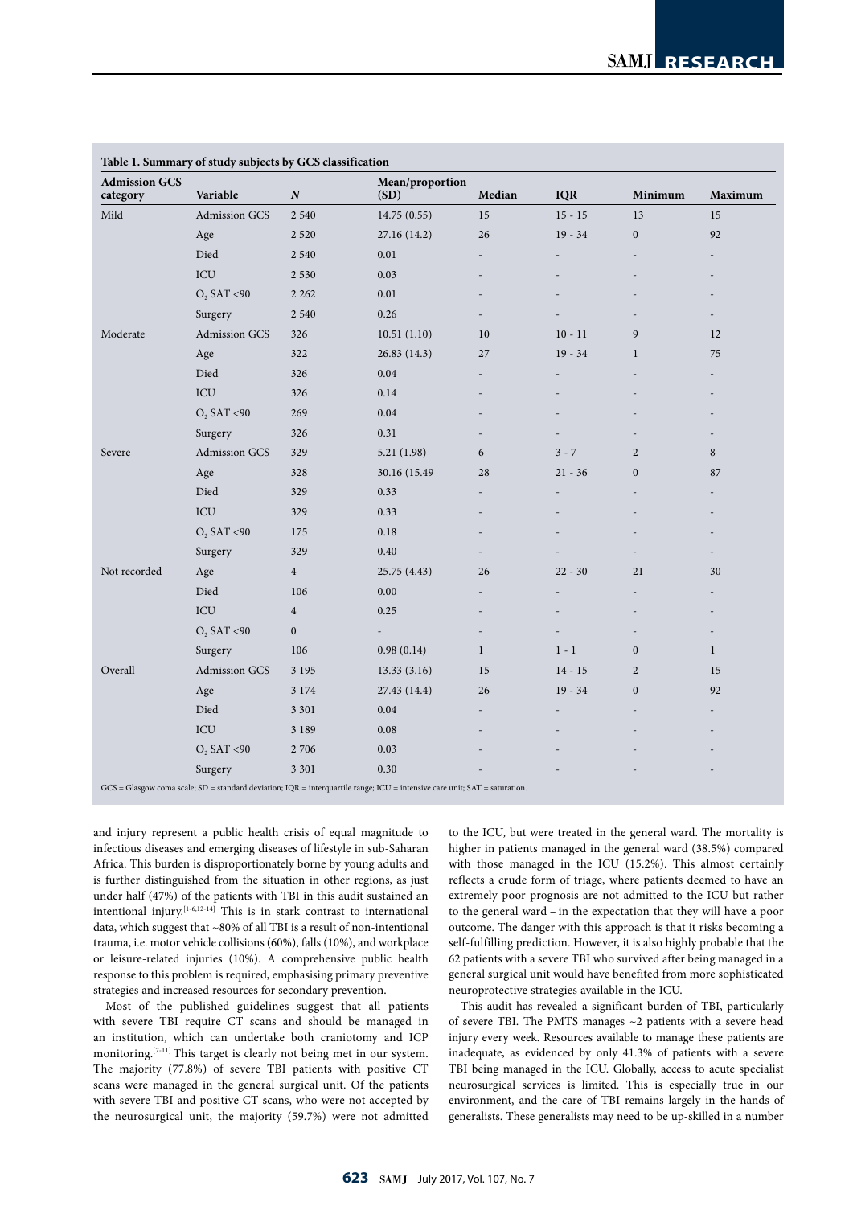**Table 1. Summary of study subjects by GCS classification**

| Admission GCS category | Variable | N | Mean/proportion (SD) | Median | IQR | Minimum | Maximum |
|---|---|---|---|---|---|---|---|
| Mild | Admission GCS | 2 540 | 14.75 (0.55) | 15 | 15 - 15 | 13 | 15 |
| | Age | 2 520 | 27.16 (14.2) | 26 | 19 - 34 | 0 | 92 |
| | Died | 2 540 | 0.01 | - | - | - | - |
| | ICU | 2 530 | 0.03 | - | - | - | - |
| | $O_2$ SAT <90 | 2 262 | 0.01 | - | - | - | - |
| | Surgery | 2 540 | 0.26 | - | - | - | - |
| Moderate | Admission GCS | 326 | 10.51 (1.10) | 10 | 10 - 11 | 9 | 12 |
| | Age | 322 | 26.83 (14.3) | 27 | 19 - 34 | 1 | 75 |
| | Died | 326 | 0.04 | - | - | - | - |
| | ICU | 326 | 0.14 | - | - | - | - |
| | $O_2$ SAT <90 | 269 | 0.04 | - | - | - | - |
| | Surgery | 326 | 0.31 | - | - | - | - |
| Severe | Admission GCS | 329 | 5.21 (1.98) | 6 | 3 - 7 | 2 | 8 |
| | Age | 328 | 30.16 (15.49 | 28 | 21 - 36 | 0 | 87 |
| | Died | 329 | 0.33 | - | - | - | - |
| | ICU | 329 | 0.33 | - | - | - | - |
| | $O_2$ SAT <90 | 175 | 0.18 | - | - | - | - |
| | Surgery | 329 | 0.40 | - | - | - | - |
| Not recorded | Age | 4 | 25.75 (4.43) | 26 | 22 - 30 | 21 | 30 |
| | Died | 106 | 0.00 | - | - | - | - |
| | ICU | 4 | 0.25 | - | - | - | - |
| | $O_2$ SAT <90 | 0 | - | - | - | - | - |
| | Surgery | 106 | 0.98 (0.14) | 1 | 1 - 1 | 0 | 1 |
| Overall | Admission GCS | 3 195 | 13.33 (3.16) | 15 | 14 - 15 | 2 | 15 |
| | Age | 3 174 | 27.43 (14.4) | 26 | 19 - 34 | 0 | 92 |
| | Died | 3 301 | 0.04 | - | - | - | - |
| | ICU | 3 189 | 0.08 | - | - | - | - |
| | $O_2$ SAT <90 | 2 706 | 0.03 | - | - | - | - |
| | Surgery | 3 301 | 0.30 | - | - | - | - |

GCS = Glasgow coma scale; SD = standard deviation; IQR = interquartile range; ICU = intensive care unit; SAT = saturation.

and injury represent a public health crisis of equal magnitude to infectious diseases and emerging diseases of lifestyle in sub-Saharan Africa. This burden is disproportionately borne by young adults and is further distinguished from the situation in other regions, as just under half (47%) of the patients with TBI in this audit sustained an intentional injury.[1-6,12-14] This is in stark contrast to international data, which suggest that ~80% of all TBI is a result of non-intentional trauma, i.e. motor vehicle collisions (60%), falls (10%), and workplace or leisure-related injuries (10%). A comprehensive public health response to this problem is required, emphasising primary preventive strategies and increased resources for secondary prevention.

Most of the published guidelines suggest that all patients with severe TBI require CT scans and should be managed in an institution, which can undertake both craniotomy and ICP monitoring.[7-11] This target is clearly not being met in our system. The majority (77.8%) of severe TBI patients with positive CT scans were managed in the general surgical unit. Of the patients with severe TBI and positive CT scans, who were not accepted by the neurosurgical unit, the majority (59.7%) were not admitted to the ICU, but were treated in the general ward. The mortality is higher in patients managed in the general ward (38.5%) compared with those managed in the ICU (15.2%). This almost certainly reflects a crude form of triage, where patients deemed to have an extremely poor prognosis are not admitted to the ICU but rather to the general ward – in the expectation that they will have a poor outcome. The danger with this approach is that it risks becoming a self-fulfilling prediction. However, it is also highly probable that the 62 patients with a severe TBI who survived after being managed in a general surgical unit would have benefited from more sophisticated neuroprotective strategies available in the ICU.

This audit has revealed a significant burden of TBI, particularly of severe TBI. The PMTS manages ~2 patients with a severe head injury every week. Resources available to manage these patients are inadequate, as evidenced by only 41.3% of patients with a severe TBI being managed in the ICU. Globally, access to acute specialist neurosurgical services is limited. This is especially true in our environment, and the care of TBI remains largely in the hands of generalists. These generalists may need to be up-skilled in a number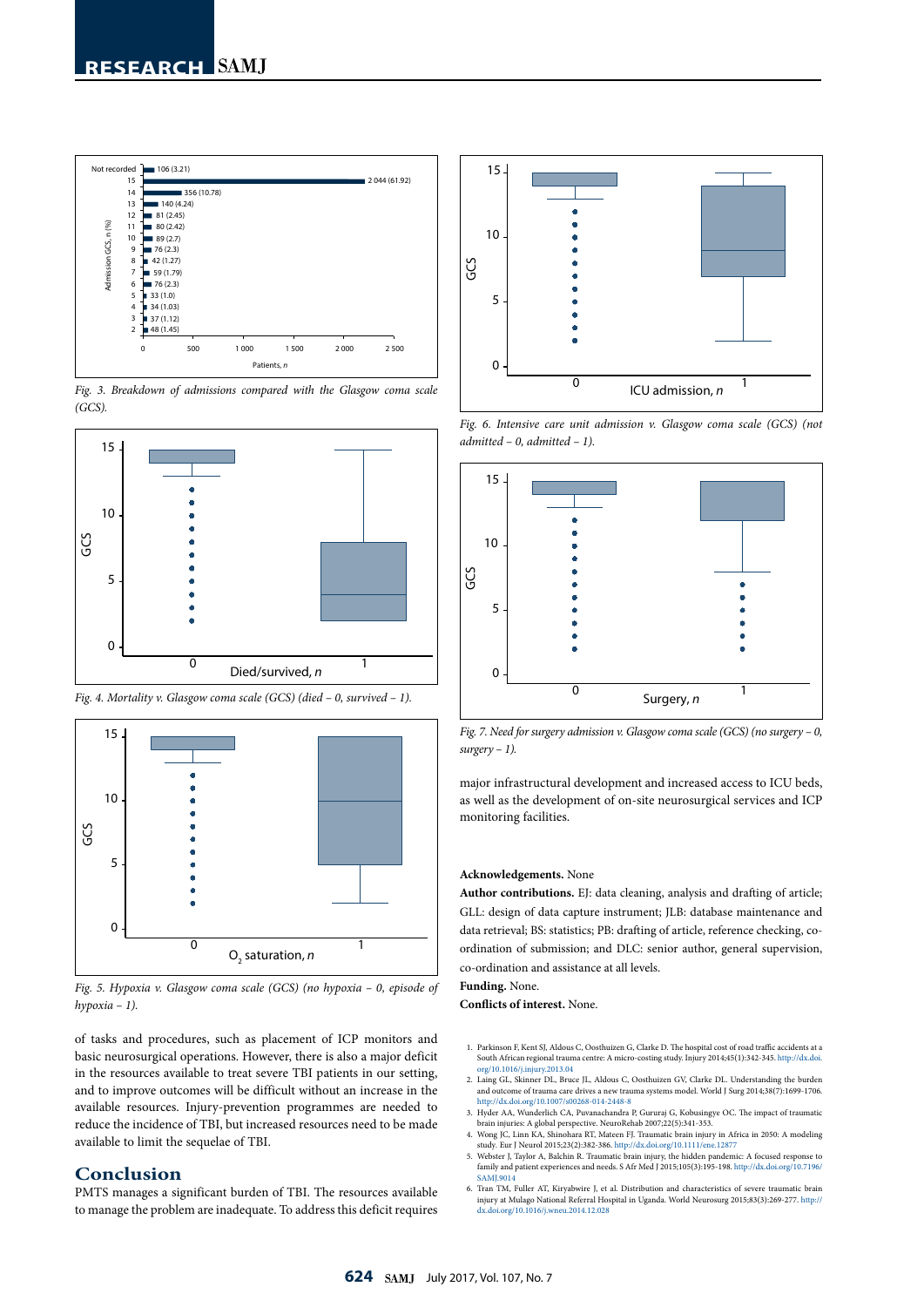Fig. 3. Breakdown of admissions compared with the Glasgow coma scale (GCS).

Fig. 4. Mortality v. Glasgow coma scale (GCS) (died – 0, survived – 1).

Fig. 5. Hypoxia v. Glasgow coma scale (GCS) (no hypoxia – 0, episode of hypoxia – 1).

of tasks and procedures, such as placement of ICP monitors and basic neurosurgical operations. However, there is also a major deficit in the resources available to treat severe TBI patients in our setting, and to improve outcomes will be difficult without an increase in the available resources. Injury-prevention programmes are needed to reduce the incidence of TBI, but increased resources need to be made available to limit the sequelae of TBI.

## Conclusion

PMTS manages a significant burden of TBI. The resources available to manage the problem are inadequate. To address this deficit requires major infrastructural development and increased access to ICU beds, as well as the development of on-site neurosurgical services and ICP monitoring facilities.

Fig. 6. Intensive care unit admission v. Glasgow coma scale (GCS) (not admitted – 0, admitted – 1).

Fig. 7. Need for surgery admission v. Glasgow coma scale (GCS) (no surgery – 0, surgery – 1).

**Acknowledgements.** None

**Author contributions.** EJ: data cleaning, analysis and drafting of article; GLL: design of data capture instrument; JLB: database maintenance and data retrieval; BS: statistics; PB: drafting of article, reference checking, co-ordination of submission; and DLC: senior author, general supervision, co-ordination and assistance at all levels.

**Funding.** None.

**Conflicts of interest.** None.

1. Parkinson F, Kent SJ, Aldous C, Oosthuizen G, Clarke D. The hospital cost of road traffic accidents at a South African regional trauma centre: A micro-costing study. Injury 2014;45(1):342-345. http://dx.doi.org/10.1016/j.injury.2013.04
2. Laing GL, Skinner DL, Bruce JL, Aldous C, Oosthuizen GV, Clarke DL. Understanding the burden and outcome of trauma care drives a new trauma systems model. World J Surg 2014;38(7):1699-1706. http://dx.doi.org/10.1007/s00268-014-2448-8
3. Hyder AA, Wunderlich CA, Puvanachandra P, Gururaj G, Kobusingye OC. The impact of traumatic brain injuries: A global perspective. NeuroRehab 2007;22(5):341-353.
4. Wong JC, Linn KA, Shinohara RT, Mateen FJ. Traumatic brain injury in Africa in 2050: A modeling study. Eur J Neurol 2015;23(2):382-386. http://dx.doi.org/10.1111/ene.12877
5. Webster J, Taylor A, Balchin R. Traumatic brain injury, the hidden pandemic: A focused response to family and patient experiences and needs. S Afr Med J 2015;105(3):195-198. http://dx.doi.org/10.7196/SAMJ.9014
6. Tran TM, Fuller AT, Kiryabwire J, et al. Distribution and characteristics of severe traumatic brain injury at Mulago National Referral Hospital in Uganda. World Neurosurg 2015;83(3):269-277. http://dx.doi.org/10.1016/j.wneu.2014.12.028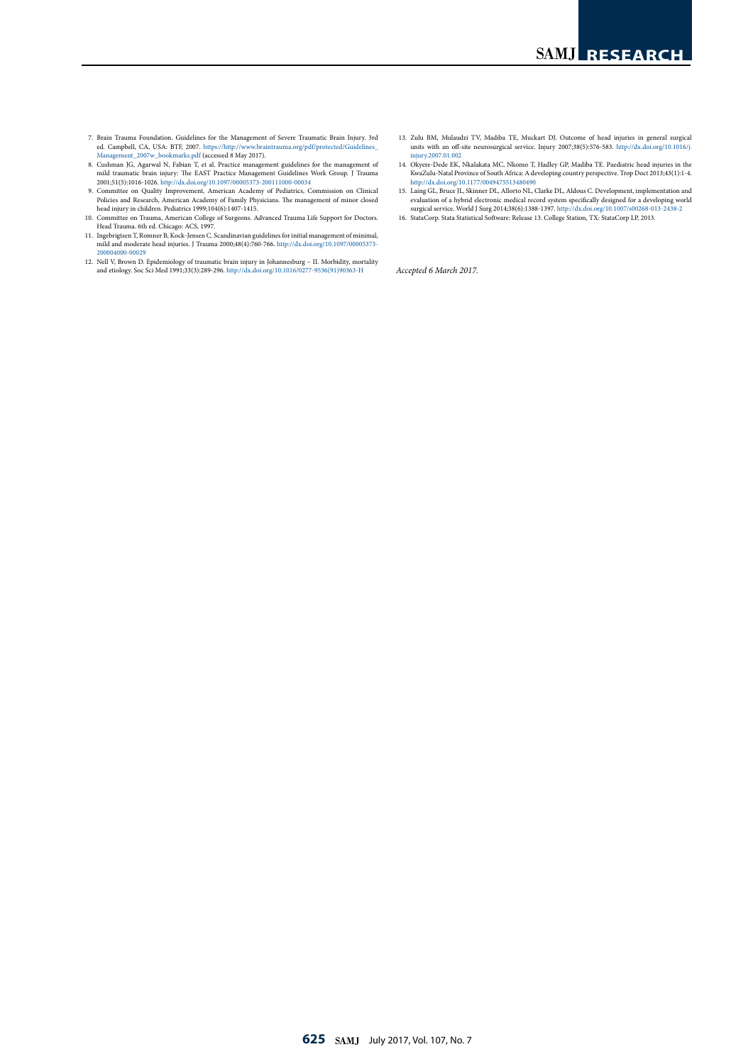7. Brain Trauma Foundation. Guidelines for the Management of Severe Traumatic Brain Injury. 3rd ed. Campbell, CA, USA: BTF, 2007. https://http://www.braintrauma.org/pdf/protected/Guidelines_Management_2007w_bookmarks.pdf (accessed 8 May 2017).
8. Cushman JG, Agarwal N, Fabian T, et al. Practice management guidelines for the management of mild traumatic brain injury: The EAST Practice Management Guidelines Work Group. J Trauma 2001;51(5):1016-1026. http://dx.doi.org/10.1097/00005373-200111000-00034
9. Committee on Quality Improvement, American Academy of Pediatrics, Commission on Clinical Policies and Research, American Academy of Family Physicians. The management of minor closed head injury in children. Pediatrics 1999;104(6):1407-1415.
10. Committee on Trauma, American College of Surgeons. Advanced Trauma Life Support for Doctors. Head Trauma. 6th ed. Chicago: ACS, 1997.
11. Ingebrigtsen T, Romner B, Kock-Jensen C. Scandinavian guidelines for initial management of minimal, mild and moderate head injuries. J Trauma 2000;48(4):760-766. http://dx.doi.org/10.1097/00005373-200004000-00029
12. Nell V, Brown D. Epidemiology of traumatic brain injury in Johannesburg – II. Morbidity, mortality and etiology. Soc Sci Med 1991;33(3):289-296. http://dx.doi.org/10.1016/0277-9536(91)90363-H
13. Zulu BM, Mulaudzi TV, Madiba TE, Muckart DJ. Outcome of head injuries in general surgical units with an off-site neurosurgical service. Injury 2007;38(5):576-583. http://dx.doi.org/10.1016/j.injury.2007.01.002
14. Okyere-Dede EK, Nkalakata MC, Nkomo T, Hadley GP, Madiba TE. Paediatric head injuries in the KwaZulu-Natal Province of South Africa: A developing country perspective. Trop Doct 2013;43(1):1-4. http://dx.doi.org/10.1177/0049475513480490
15. Laing GL, Bruce JL, Skinner DL, Allorto NL, Clarke DL, Aldous C. Development, implementation and evaluation of a hybrid electronic medical record system specifically designed for a developing world surgical service. World J Surg 2014;38(6):1388-1397. http://dx.doi.org/10.1007/s00268-013-2438-2
16. StataCorp. Stata Statistical Software: Release 13. College Station, TX: StataCorp LP, 2013.

*Accepted 6 March 2017.*